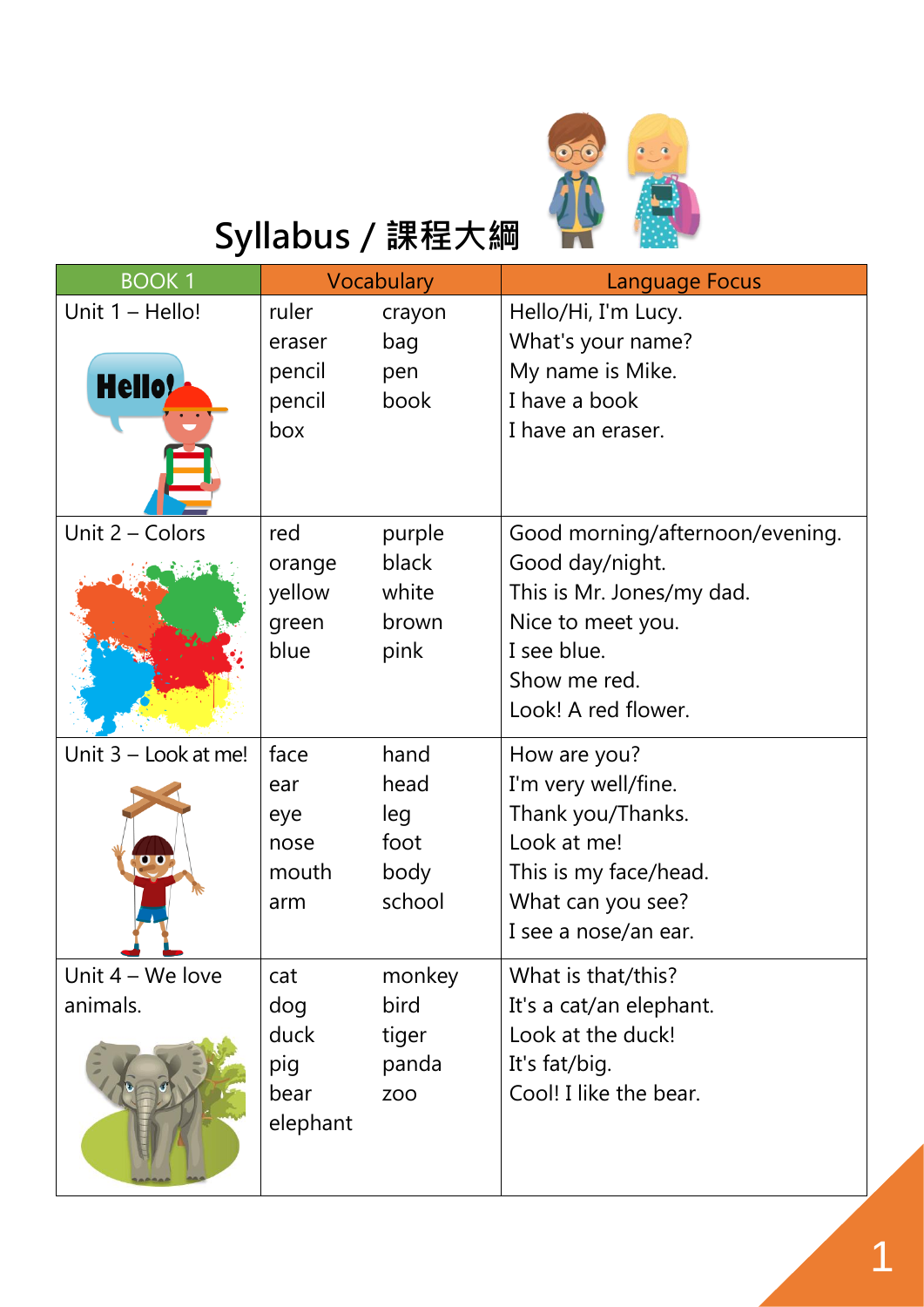# Syllabus / 課程大綱

| BOOK 1 | Vocabulary | | Language Focus |
|---|---|---|---|
| Unit 1 – Hello! | ruler<br>eraser<br>pencil<br>pencil<br>box | crayon<br>bag<br>pen<br>book | Hello/Hi, I'm Lucy.<br>What's your name?<br>My name is Mike.<br>I have a book<br>I have an eraser. |
| Unit 2 – Colors | red<br>orange<br>yellow<br>green<br>blue | purple<br>black<br>white<br>brown<br>pink | Good morning/afternoon/evening.<br>Good day/night.<br>This is Mr. Jones/my dad.<br>Nice to meet you.<br>I see blue.<br>Show me red.<br>Look! A red flower. |
| Unit 3 – Look at me! | face<br>ear<br>eye<br>nose<br>mouth<br>arm | hand<br>head<br>leg<br>foot<br>body<br>school | How are you?<br>I'm very well/fine.<br>Thank you/Thanks.<br>Look at me!<br>This is my face/head.<br>What can you see?<br>I see a nose/an ear. |
| Unit 4 – We love animals. | cat<br>dog<br>duck<br>pig<br>bear<br>elephant | monkey<br>bird<br>tiger<br>panda<br>zoo | What is that/this?<br>It's a cat/an elephant.<br>Look at the duck!<br>It's fat/big.<br>Cool! I like the bear. |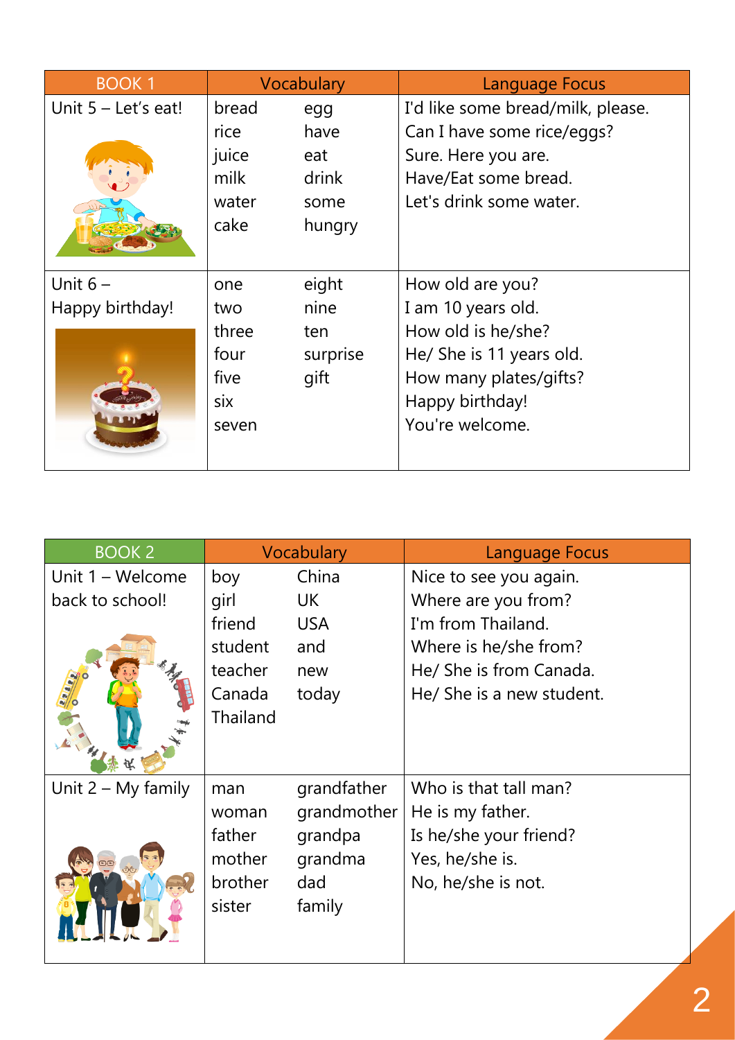| BOOK 1 | Vocabulary | | Language Focus |
|---|---|---|---|
| Unit 5 – Let's eat! | bread<br>rice<br>juice<br>milk<br>water<br>cake | egg<br>have<br>eat<br>drink<br>some<br>hungry | I'd like some bread/milk, please.<br>Can I have some rice/eggs?<br>Sure. Here you are.<br>Have/Eat some bread.<br>Let's drink some water. |
| Unit 6 –<br>Happy birthday! | one<br>two<br>three<br>four<br>five<br>six<br>seven | eight<br>nine<br>ten<br>surprise<br>gift | How old are you?<br>I am 10 years old.<br>How old is he/she?<br>He/ She is 11 years old.<br>How many plates/gifts?<br>Happy birthday!<br>You're welcome. |

| BOOK 2 | Vocabulary | | Language Focus |
|---|---|---|---|
| Unit 1 – Welcome back to school! | boy<br>girl<br>friend<br>student<br>teacher<br>Canada<br>Thailand | China<br>UK<br>USA<br>and<br>new<br>today | Nice to see you again.<br>Where are you from?<br>I'm from Thailand.<br>Where is he/she from?<br>He/ She is from Canada.<br>He/ She is a new student. |
| Unit 2 – My family | man<br>woman<br>father<br>mother<br>brother<br>sister | grandfather<br>grandmother<br>grandpa<br>grandma<br>dad<br>family | Who is that tall man?<br>He is my father.<br>Is he/she your friend?<br>Yes, he/she is.<br>No, he/she is not. |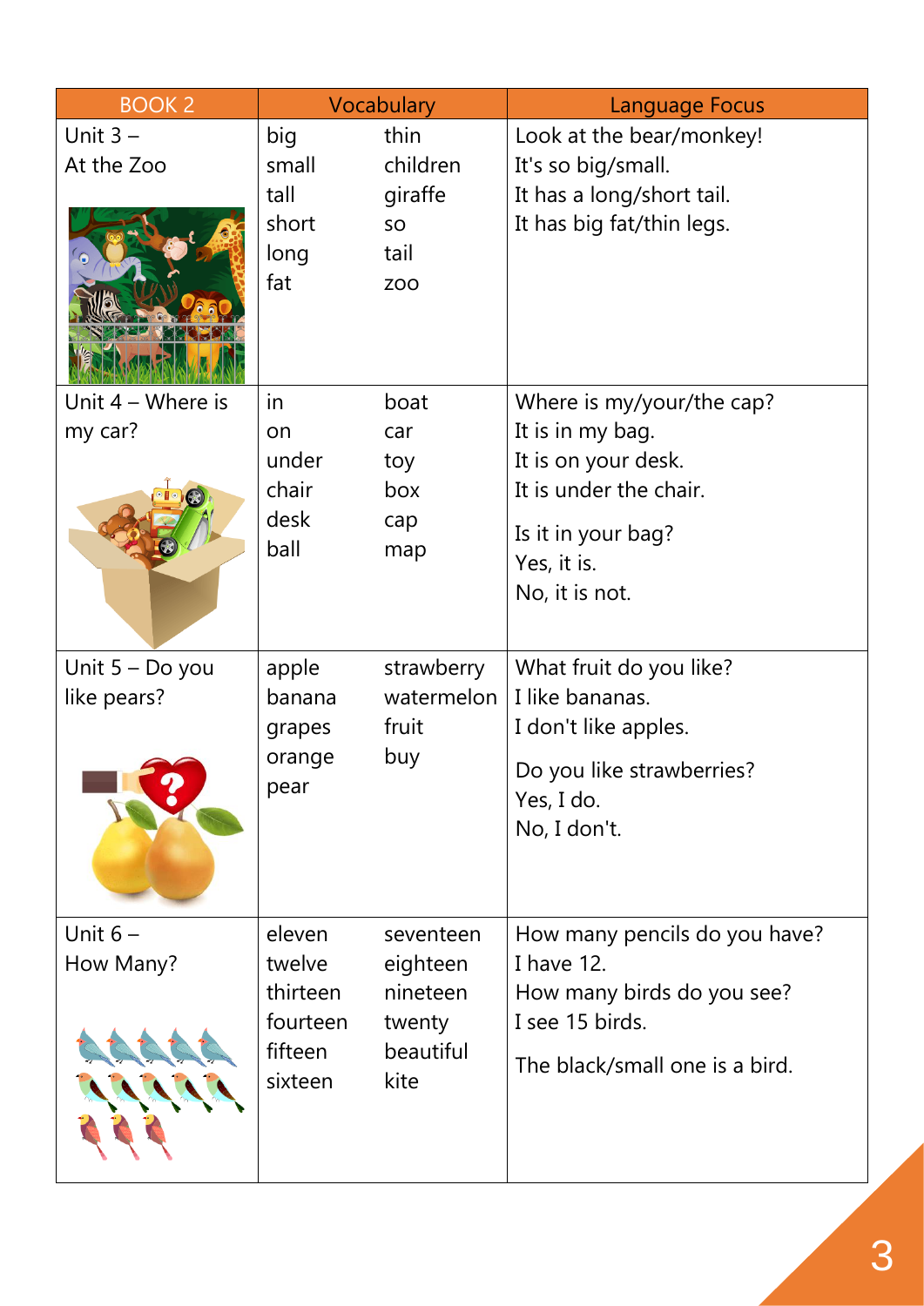| BOOK 2 | Vocabulary | | Language Focus |
|---|---|---|---|
| Unit 3 – At the Zoo | big<br>small<br>tall<br>short<br>long<br>fat | thin<br>children<br>giraffe<br>so<br>tail<br>zoo | Look at the bear/monkey!<br>It's so big/small.<br>It has a long/short tail.<br>It has big fat/thin legs. |
| Unit 4 – Where is my car? | in<br>on<br>under<br>chair<br>desk<br>ball | boat<br>car<br>toy<br>box<br>cap<br>map | Where is my/your/the cap?<br>It is in my bag.<br>It is on your desk.<br>It is under the chair.<br>Is it in your bag?<br>Yes, it is.<br>No, it is not. |
| Unit 5 – Do you like pears? | apple<br>banana<br>grapes<br>orange<br>pear | strawberry<br>watermelon<br>fruit<br>buy | What fruit do you like?<br>I like bananas.<br>I don't like apples.<br>Do you like strawberries?<br>Yes, I do.<br>No, I don't. |
| Unit 6 – How Many? | eleven<br>twelve<br>thirteen<br>fourteen<br>fifteen<br>sixteen | seventeen<br>eighteen<br>nineteen<br>twenty<br>beautiful<br>kite | How many pencils do you have?<br>I have 12.<br>How many birds do you see?<br>I see 15 birds.<br>The black/small one is a bird. |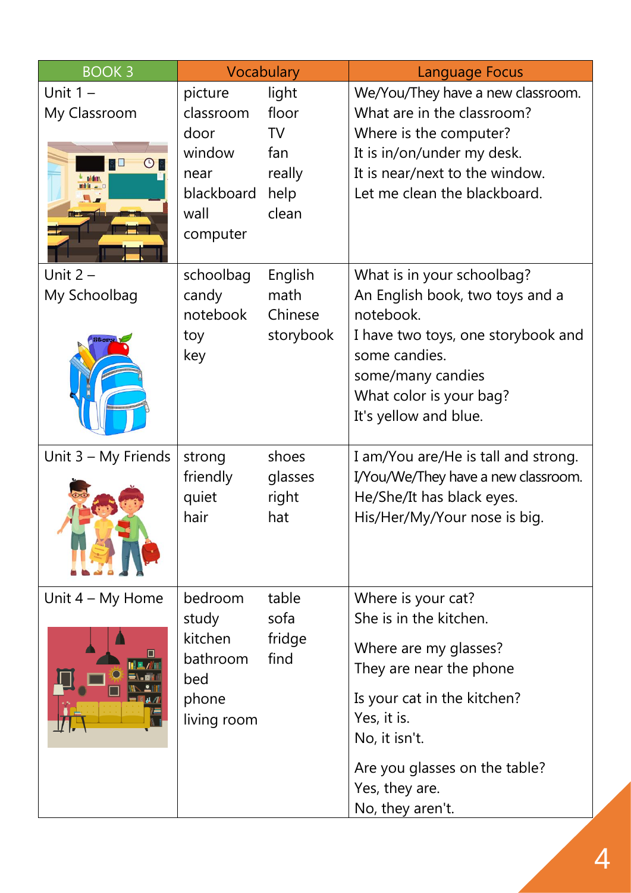| BOOK 3 | Vocabulary | | Language Focus |
| --- | --- | --- | --- |
| Unit 1 – My Classroom | picture<br>classroom<br>door<br>window<br>near<br>blackboard<br>wall<br>computer | light<br>floor<br>TV<br>fan<br>really<br>help<br>clean | We/You/They have a new classroom.<br>What are in the classroom?<br>Where is the computer?<br>It is in/on/under my desk.<br>It is near/next to the window.<br>Let me clean the blackboard. |
| Unit 2 – My Schoolbag | schoolbag<br>candy<br>notebook<br>toy<br>key | English<br>math<br>Chinese<br>storybook | What is in your schoolbag?<br>An English book, two toys and a notebook.<br>I have two toys, one storybook and some candies.<br>some/many candies<br>What color is your bag?<br>It's yellow and blue. |
| Unit 3 – My Friends | strong<br>friendly<br>quiet<br>hair | shoes<br>glasses<br>right<br>hat | I am/You are/He is tall and strong.<br>I/You/We/They have a new classroom.<br>He/She/It has black eyes.<br>His/Her/My/Your nose is big. |
| Unit 4 – My Home | bedroom<br>study<br>kitchen<br>bathroom<br>bed<br>phone<br>living room | table<br>sofa<br>fridge<br>find | Where is your cat?<br>She is in the kitchen.<br><br>Where are my glasses?<br>They are near the phone<br><br>Is your cat in the kitchen?<br>Yes, it is.<br>No, it isn't.<br><br>Are you glasses on the table?<br>Yes, they are.<br>No, they aren't. |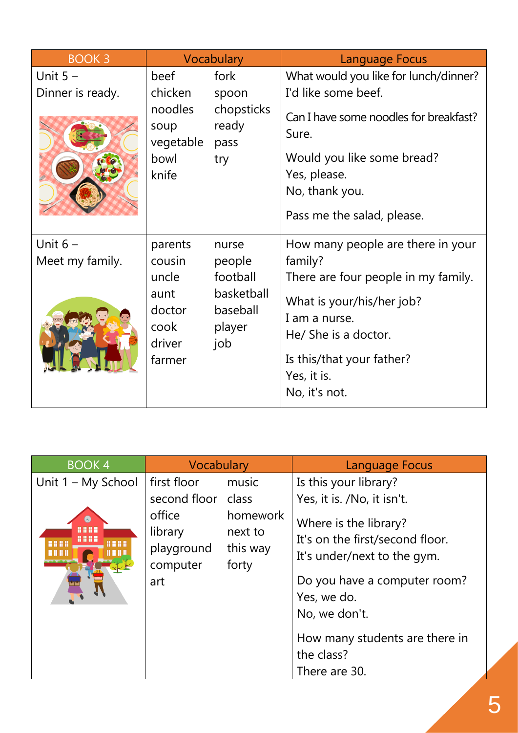| BOOK 3 | Vocabulary | | Language Focus |
|---|---|---|---|
| Unit 5 – Dinner is ready. | beef<br>chicken<br>noodles<br>soup<br>vegetable<br>bowl<br>knife | fork<br>spoon<br>chopsticks<br>ready<br>pass<br>try | What would you like for lunch/dinner?<br>I'd like some beef.<br><br>Can I have some noodles for breakfast?<br>Sure.<br><br>Would you like some bread?<br>Yes, please.<br>No, thank you.<br><br>Pass me the salad, please. |
| Unit 6 – Meet my family. | parents<br>cousin<br>uncle<br>aunt<br>doctor<br>cook<br>driver<br>farmer | nurse<br>people<br>football<br>basketball<br>baseball<br>player<br>job | How many people are there in your family?<br>There are four people in my family.<br><br>What is your/his/her job?<br>I am a nurse.<br>He/ She is a doctor.<br><br>Is this/that your father?<br>Yes, it is.<br>No, it's not. |

| BOOK 4 | Vocabulary | | Language Focus |
|---|---|---|---|
| Unit 1 – My School | first floor<br>second floor<br>office<br>library<br>playground<br>computer<br>art | music<br>class<br>homework<br>next to<br>this way<br>forty | Is this your library?<br>Yes, it is. /No, it isn't.<br><br>Where is the library?<br>It's on the first/second floor.<br>It's under/next to the gym.<br><br>Do you have a computer room?<br>Yes, we do.<br>No, we don't.<br><br>How many students are there in the class?<br>There are 30. |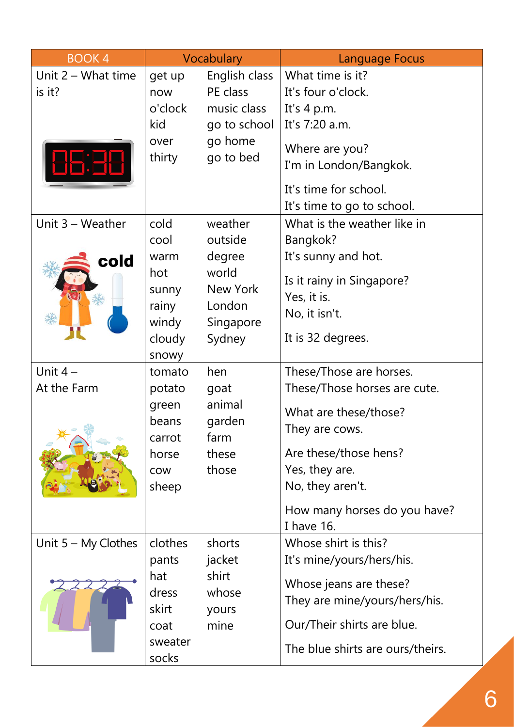| BOOK 4 | Vocabulary | | Language Focus |
|---|---|---|---|
| Unit 2 – What time is it? | get up<br>now<br>o'clock<br>kid<br>over<br>thirty | English class<br>PE class<br>music class<br>go to school<br>go home<br>go to bed | What time is it?<br>It's four o'clock.<br>It's 4 p.m.<br>It's 7:20 a.m.<br><br>Where are you?<br>I'm in London/Bangkok.<br><br>It's time for school.<br>It's time to go to school. |
| Unit 3 – Weather | cold<br>cool<br>warm<br>hot<br>sunny<br>rainy<br>windy<br>cloudy<br>snowy | weather<br>outside<br>degree<br>world<br>New York<br>London<br>Singapore<br>Sydney | What is the weather like in Bangkok?<br>It's sunny and hot.<br><br>Is it rainy in Singapore?<br>Yes, it is.<br>No, it isn't.<br><br>It is 32 degrees. |
| Unit 4 – At the Farm | tomato<br>potato<br>green beans<br>carrot<br>horse<br>cow<br>sheep | hen<br>goat<br>animal<br>garden<br>farm<br>these<br>those | These/Those are horses.<br>These/Those horses are cute.<br><br>What are these/those?<br>They are cows.<br><br>Are these/those hens?<br>Yes, they are.<br>No, they aren't.<br><br>How many horses do you have?<br>I have 16. |
| Unit 5 – My Clothes | clothes<br>pants<br>hat<br>dress<br>skirt<br>coat<br>sweater<br>socks | shorts<br>jacket<br>shirt<br>whose<br>yours<br>mine | Whose shirt is this?<br>It's mine/yours/hers/his.<br><br>Whose jeans are these?<br>They are mine/yours/hers/his.<br><br>Our/Their shirts are blue.<br><br>The blue shirts are ours/theirs. |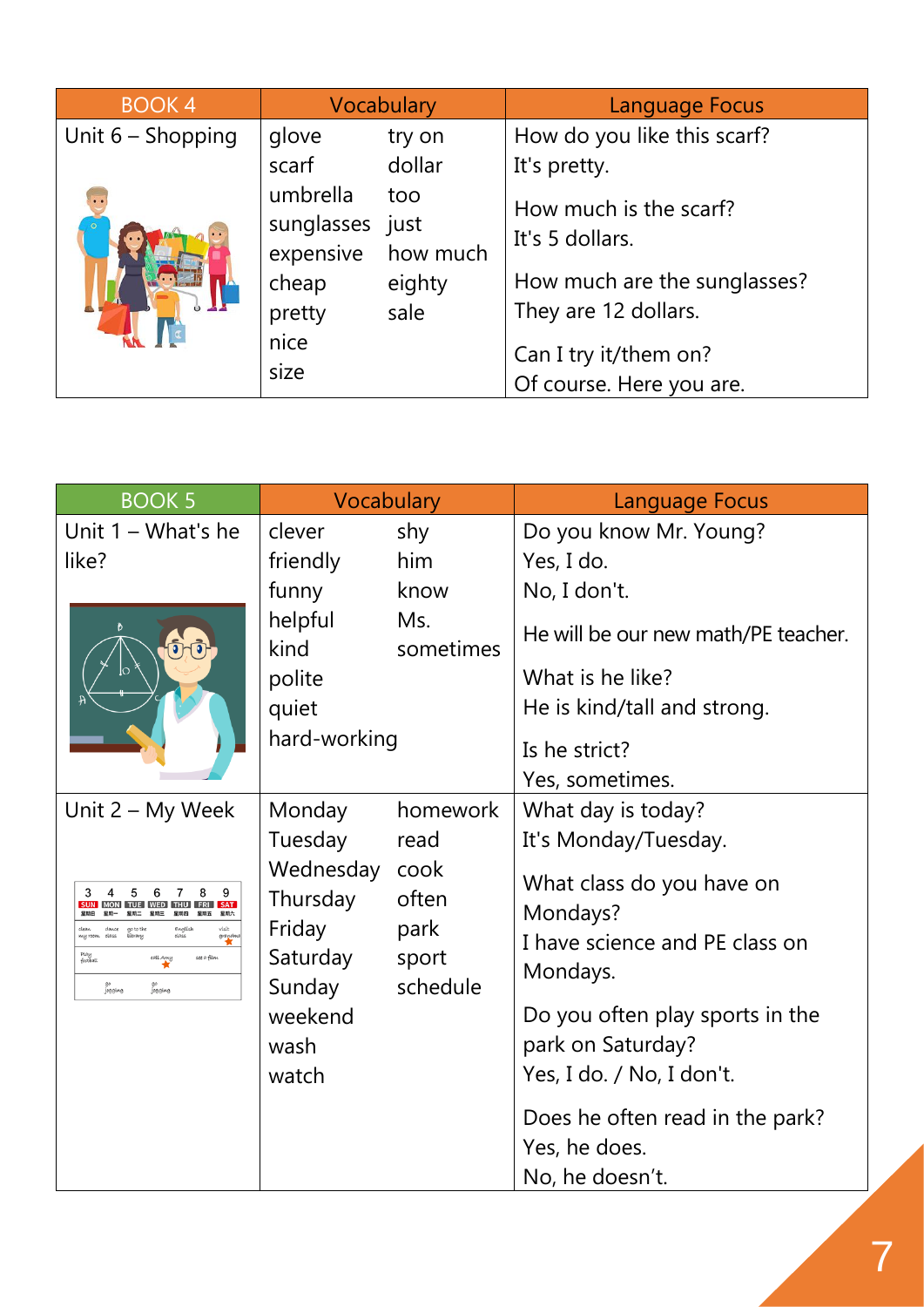| BOOK 4 | Vocabulary | | Language Focus |
|---|---|---|---|
| Unit 6 – Shopping | glove<br>scarf<br>umbrella<br>sunglasses<br>expensive<br>cheap<br>pretty<br>nice<br>size | try on<br>dollar<br>too<br>just<br>how much<br>eighty<br>sale | How do you like this scarf?<br>It's pretty.<br><br>How much is the scarf?<br>It's 5 dollars.<br><br>How much are the sunglasses?<br>They are 12 dollars.<br><br>Can I try it/them on?<br>Of course. Here you are. |

| BOOK 5 | Vocabulary | | Language Focus |
|---|---|---|---|
| Unit 1 – What's he like? | clever<br>friendly<br>funny<br>helpful<br>kind<br>polite<br>quiet<br>hard-working | shy<br>him<br>know<br>Ms.<br>sometimes | Do you know Mr. Young?<br>Yes, I do.<br>No, I don't.<br><br>He will be our new math/PE teacher.<br><br>What is he like?<br>He is kind/tall and strong.<br><br>Is he strict?<br>Yes, sometimes. |
| Unit 2 – My Week | Monday<br>Tuesday<br>Wednesday<br>Thursday<br>Friday<br>Saturday<br>Sunday<br>weekend<br>wash<br>watch | homework<br>read<br>cook<br>often<br>park<br>sport<br>schedule | What day is today?<br>It's Monday/Tuesday.<br><br>What class do you have on Mondays?<br>I have science and PE class on Mondays.<br><br>Do you often play sports in the park on Saturday?<br>Yes, I do. / No, I don't.<br><br>Does he often read in the park?<br>Yes, he does.<br>No, he doesn't. |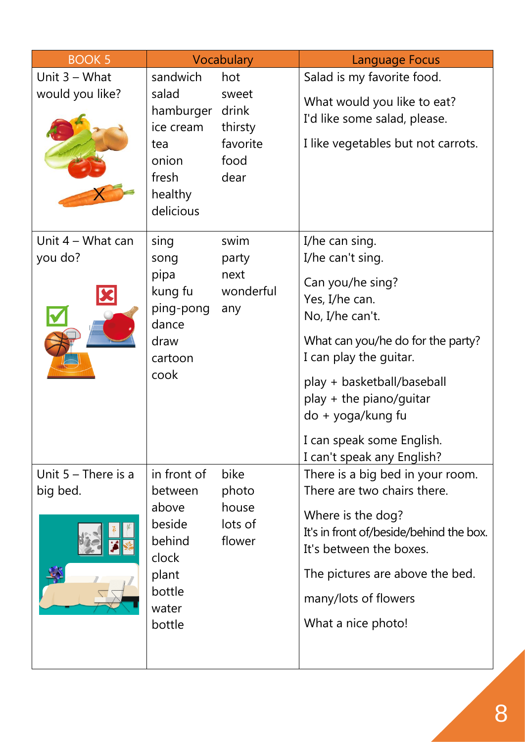| BOOK 5 | Vocabulary | Language Focus |
|---|---|---|
| Unit 3 – What would you like? | sandwich, salad, hamburger, ice cream, tea, onion, fresh, healthy, delicious, hot, sweet, drink, thirsty, favorite, food, dear | Salad is my favorite food.<br><br>What would you like to eat?<br>I'd like some salad, please.<br><br>I like vegetables but not carrots. |
| Unit 4 – What can you do? | sing, song, pipa, kung fu, ping-pong, dance, draw, cartoon, cook, swim, party, next, wonderful, any | I/he can sing.<br>I/he can't sing.<br><br>Can you/he sing?<br>Yes, I/he can.<br>No, I/he can't.<br><br>What can you/he do for the party?<br>I can play the guitar.<br><br>play + basketball/baseball<br>play + the piano/guitar<br>do + yoga/kung fu<br><br>I can speak some English.<br>I can't speak any English? |
| Unit 5 – There is a big bed. | in front of, between, above, beside, behind, clock, plant, bottle, water, bottle, bike, photo, house, lots of, flower | There is a big bed in your room.<br>There are two chairs there.<br><br>Where is the dog?<br>It's in front of/beside/behind the box.<br>It's between the boxes.<br><br>The pictures are above the bed.<br><br>many/lots of flowers<br><br>What a nice photo! |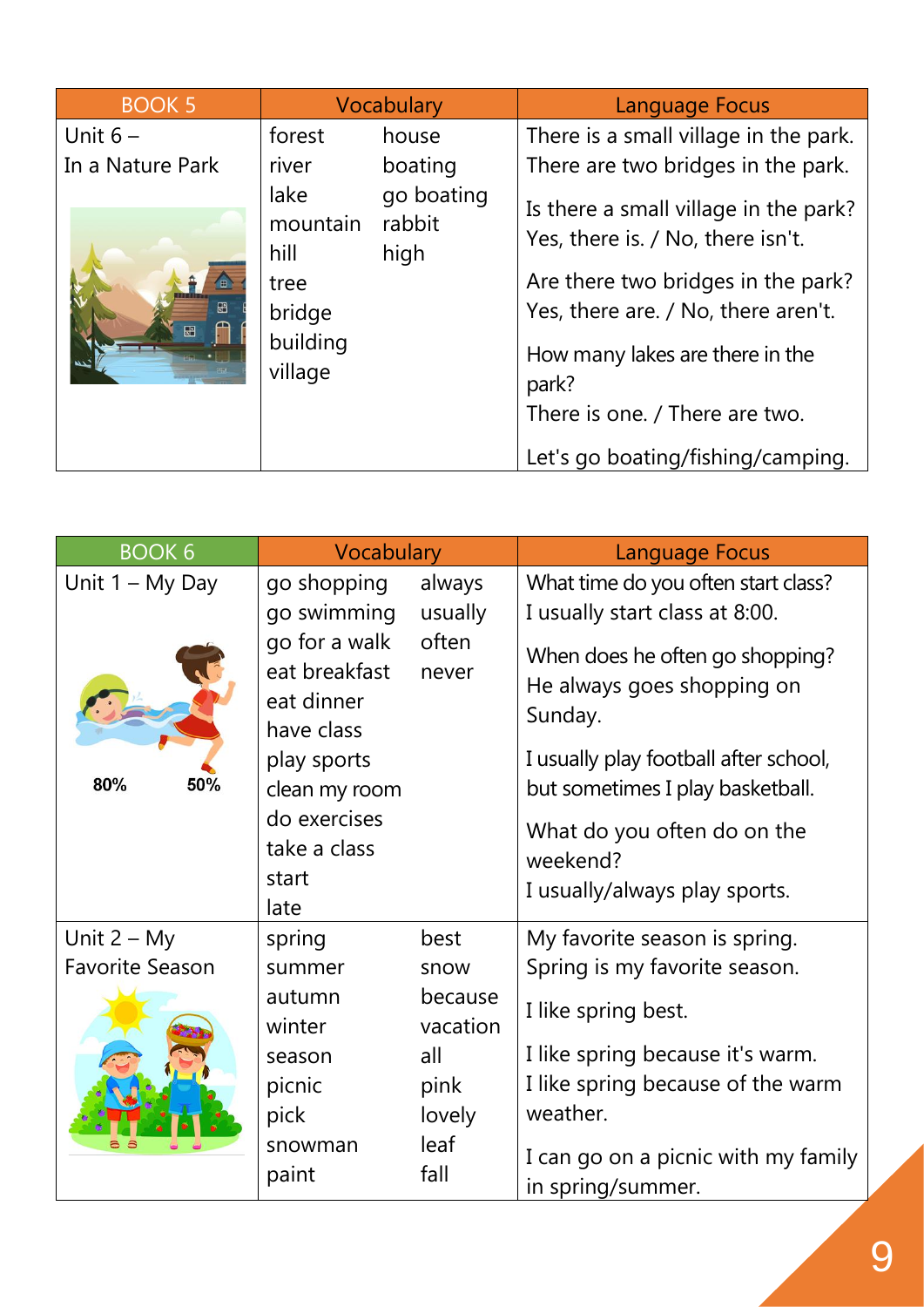| BOOK 5 | Vocabulary | | Language Focus |
|---|---|---|---|
| Unit 6 – In a Nature Park | forest<br>river<br>lake<br>mountain<br>hill<br>tree<br>bridge<br>building<br>village | house<br>boating<br>go boating<br>rabbit<br>high | There is a small village in the park.<br>There are two bridges in the park.<br>Is there a small village in the park?<br>Yes, there is. / No, there isn't.<br>Are there two bridges in the park?<br>Yes, there are. / No, there aren't.<br>How many lakes are there in the park?<br>There is one. / There are two.<br>Let's go boating/fishing/camping. |

| BOOK 6 | Vocabulary | | Language Focus |
|---|---|---|---|
| Unit 1 – My Day<br>80% 50% | go shopping<br>go swimming<br>go for a walk<br>eat breakfast<br>eat dinner<br>have class<br>play sports<br>clean my room<br>do exercises<br>take a class<br>start<br>late | always<br>usually<br>often<br>never | What time do you often start class?<br>I usually start class at 8:00.<br>When does he often go shopping?<br>He always goes shopping on Sunday.<br>I usually play football after school, but sometimes I play basketball.<br>What do you often do on the weekend?<br>I usually/always play sports. |
| Unit 2 – My Favorite Season | spring<br>summer<br>autumn<br>winter<br>season<br>picnic<br>pick<br>snowman<br>paint | best<br>snow<br>because<br>vacation<br>all<br>pink<br>lovely<br>leaf<br>fall | My favorite season is spring.<br>Spring is my favorite season.<br>I like spring best.<br>I like spring because it's warm.<br>I like spring because of the warm weather.<br>I can go on a picnic with my family in spring/summer. |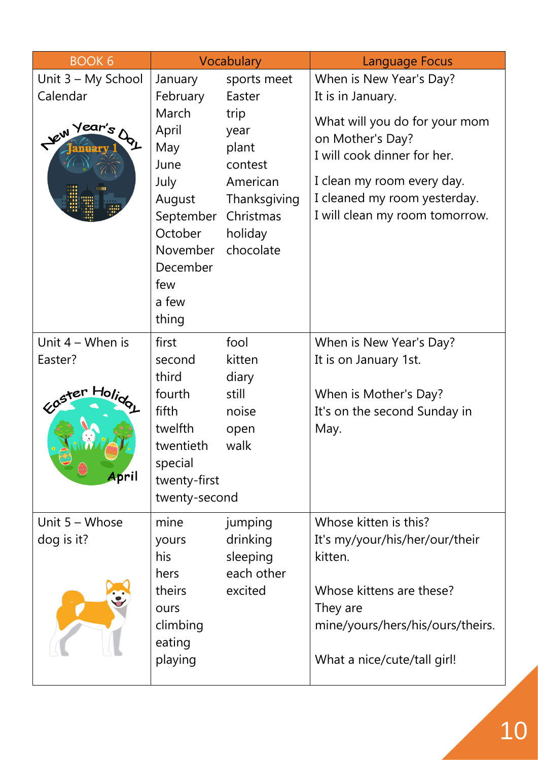| BOOK 6 | Vocabulary | | Language Focus |
|---|---|---|---|
| Unit 3 – My School Calendar | January<br>February<br>March<br>April<br>May<br>June<br>July<br>August<br>September<br>October<br>November<br>December<br>few<br>a few<br>thing | sports meet<br>Easter<br>trip<br>year<br>plant<br>contest<br>American<br>Thanksgiving<br>Christmas<br>holiday<br>chocolate | When is New Year's Day?<br>It is in January.<br><br>What will you do for your mom on Mother's Day?<br>I will cook dinner for her.<br><br>I clean my room every day.<br>I cleaned my room yesterday.<br>I will clean my room tomorrow. |
| Unit 4 – When is Easter? | first<br>second<br>third<br>fourth<br>fifth<br>twelfth<br>twentieth<br>special<br>twenty-first<br>twenty-second | fool<br>kitten<br>diary<br>still<br>noise<br>open<br>walk | When is New Year's Day?<br>It is on January 1st.<br><br>When is Mother's Day?<br>It's on the second Sunday in May. |
| Unit 5 – Whose dog is it? | mine<br>yours<br>his<br>hers<br>theirs<br>ours<br>climbing<br>eating<br>playing | jumping<br>drinking<br>sleeping<br>each other<br>excited | Whose kitten is this?<br>It's my/your/his/her/our/their kitten.<br><br>Whose kittens are these?<br>They are mine/yours/hers/his/ours/theirs.<br><br>What a nice/cute/tall girl! |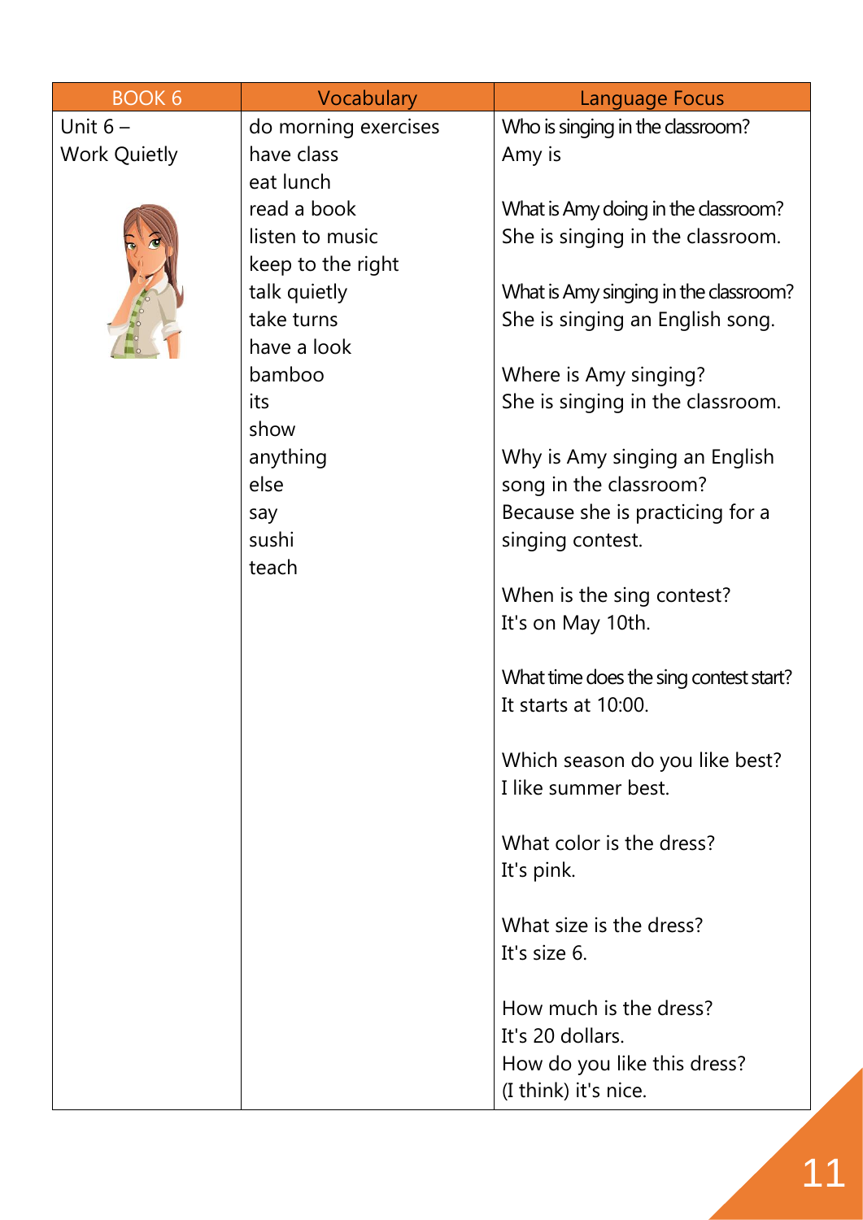| BOOK 6 | Vocabulary | Language Focus |
|---|---|---|
| Unit 6 – Work Quietly | do morning exercises<br>have class<br>eat lunch<br>read a book<br>listen to music<br>keep to the right<br>talk quietly<br>take turns<br>have a look<br>bamboo<br>its<br>show<br>anything<br>else<br>say<br>sushi<br>teach | Who is singing in the classroom?<br>Amy is<br><br>What is Amy doing in the classroom?<br>She is singing in the classroom.<br><br>What is Amy singing in the classroom?<br>She is singing an English song.<br><br>Where is Amy singing?<br>She is singing in the classroom.<br><br>Why is Amy singing an English song in the classroom?<br>Because she is practicing for a singing contest.<br><br>When is the sing contest?<br>It's on May 10th.<br><br>What time does the sing contest start?<br>It starts at 10:00.<br><br>Which season do you like best?<br>I like summer best.<br><br>What color is the dress?<br>It's pink.<br><br>What size is the dress?<br>It's size 6.<br><br>How much is the dress?<br>It's 20 dollars.<br>How do you like this dress?<br>(I think) it's nice. |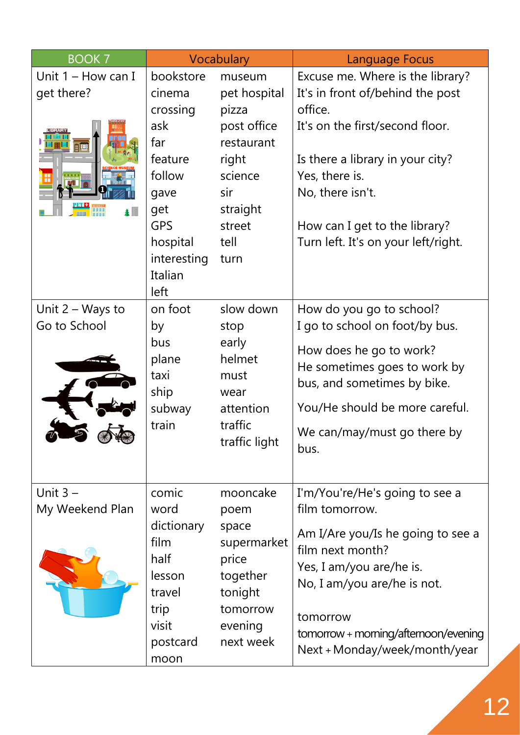| BOOK 7 | Vocabulary | Language Focus |
|---|---|---|
| Unit 1 – How can I get there? | bookstore, cinema, crossing, ask, far, feature, follow, gave, get, GPS, hospital, interesting, Italian, left, museum, pet hospital, pizza, post office, restaurant, right, science, sir, straight, street, tell, turn | Excuse me. Where is the library?<br>It's in front of/behind the post office.<br>It's on the first/second floor.<br><br>Is there a library in your city?<br>Yes, there is.<br>No, there isn't.<br><br>How can I get to the library?<br>Turn left. It's on your left/right. |
| Unit 2 – Ways to Go to School | on foot, by, bus, plane, taxi, ship, subway, train, slow down, stop, early, helmet, must, wear, attention, traffic, traffic light | How do you go to school?<br>I go to school on foot/by bus.<br><br>How does he go to work?<br>He sometimes goes to work by bus, and sometimes by bike.<br><br>You/He should be more careful.<br><br>We can/may/must go there by bus. |
| Unit 3 – My Weekend Plan | comic, word, dictionary, film, half, lesson, travel, trip, visit, postcard, moon, mooncake, poem, space, supermarket, price, together, tonight, tomorrow, evening, next week | I'm/You're/He's going to see a film tomorrow.<br><br>Am I/Are you/Is he going to see a film next month?<br>Yes, I am/you are/he is.<br>No, I am/you are/he is not.<br><br>tomorrow<br>tomorrow + morning/afternoon/evening<br>Next + Monday/week/month/year |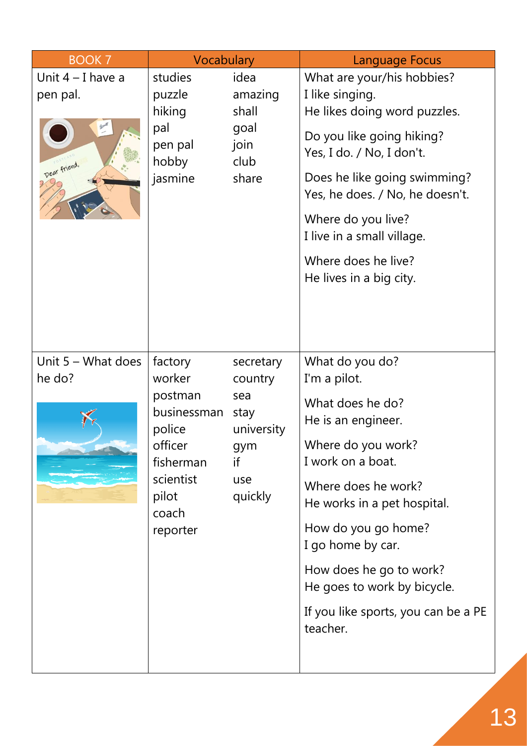| BOOK 7 | Vocabulary | | Language Focus |
|---|---|---|---|
| Unit 4 – I have a pen pal. | studies<br>puzzle<br>hiking<br>pal<br>pen pal<br>hobby<br>jasmine | idea<br>amazing<br>shall<br>goal<br>join<br>club<br>share | What are your/his hobbies?<br>I like singing.<br>He likes doing word puzzles.<br><br>Do you like going hiking?<br>Yes, I do. / No, I don't.<br><br>Does he like going swimming?<br>Yes, he does. / No, he doesn't.<br><br>Where do you live?<br>I live in a small village.<br><br>Where does he live?<br>He lives in a big city. |
| Unit 5 – What does he do? | factory<br>worker<br>postman<br>businessman<br>police<br>officer<br>fisherman<br>scientist<br>pilot<br>coach<br>reporter | secretary<br>country<br>sea<br>stay<br>university<br>gym<br>if<br>use<br>quickly | What do you do?<br>I'm a pilot.<br><br>What does he do?<br>He is an engineer.<br><br>Where do you work?<br>I work on a boat.<br><br>Where does he work?<br>He works in a pet hospital.<br><br>How do you go home?<br>I go home by car.<br><br>How does he go to work?<br>He goes to work by bicycle.<br><br>If you like sports, you can be a PE teacher. |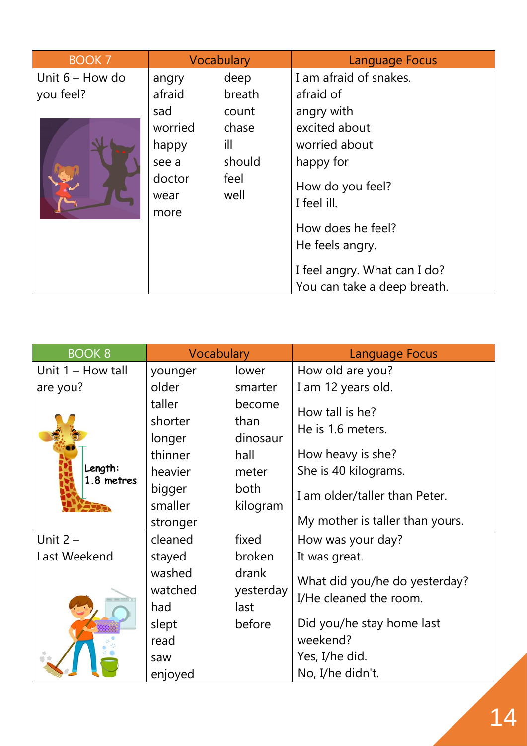| BOOK 7 | Vocabulary | | Language Focus |
|---|---|---|---|
| Unit 6 – How do you feel? | angry<br>afraid<br>sad<br>worried<br>happy<br>see a<br>doctor<br>wear<br>more | deep<br>breath<br>count<br>chase<br>ill<br>should<br>feel<br>well | I am afraid of snakes.<br>afraid of<br>angry with<br>excited about<br>worried about<br>happy for<br>How do you feel?<br>I feel ill.<br>How does he feel?<br>He feels angry.<br>I feel angry. What can I do?<br>You can take a deep breath. |

| BOOK 8 | Vocabulary | | Language Focus |
|---|---|---|---|
| Unit 1 – How tall are you?<br>Length: 1.8 metres | younger<br>older<br>taller<br>shorter<br>longer<br>thinner<br>heavier<br>bigger<br>smaller<br>stronger | lower<br>smarter<br>become<br>than<br>dinosaur<br>hall<br>meter<br>both<br>kilogram | How old are you?<br>I am 12 years old.<br>How tall is he?<br>He is 1.6 meters.<br>How heavy is she?<br>She is 40 kilograms.<br>I am older/taller than Peter.<br>My mother is taller than yours. |
| Unit 2 – Last Weekend | cleaned<br>stayed<br>washed<br>watched<br>had<br>slept<br>read<br>saw<br>enjoyed | fixed<br>broken<br>drank<br>yesterday<br>last<br>before | How was your day?<br>It was great.<br>What did you/he do yesterday?<br>I/He cleaned the room.<br>Did you/he stay home last weekend?<br>Yes, I/he did.<br>No, I/he didn't. |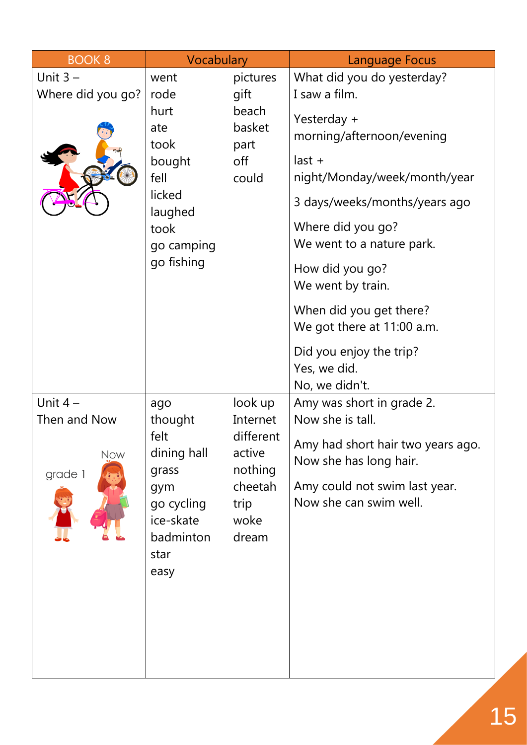| BOOK 8 | Vocabulary | Language Focus |
|---|---|---|
| Unit 3 – Where did you go? | went, rode, hurt, ate, took, bought, fell, licked, laughed, took, go camping, go fishing, pictures, gift, beach, basket, part, off, could | What did you do yesterday?<br>I saw a film.<br><br>Yesterday + morning/afternoon/evening<br><br>last + night/Monday/week/month/year<br><br>3 days/weeks/months/years ago<br><br>Where did you go?<br>We went to a nature park.<br><br>How did you go?<br>We went by train.<br><br>When did you get there?<br>We got there at 11:00 a.m.<br><br>Did you enjoy the trip?<br>Yes, we did.<br>No, we didn't. |
| Unit 4 – Then and Now<br><br>grade 1<br>Now | ago, thought, felt, dining hall, grass, gym, go cycling, ice-skate, badminton, star, easy, look up, Internet, different, active, nothing, cheetah, trip, woke, dream | Amy was short in grade 2.<br>Now she is tall.<br><br>Amy had short hair two years ago.<br>Now she has long hair.<br><br>Amy could not swim last year.<br>Now she can swim well. |